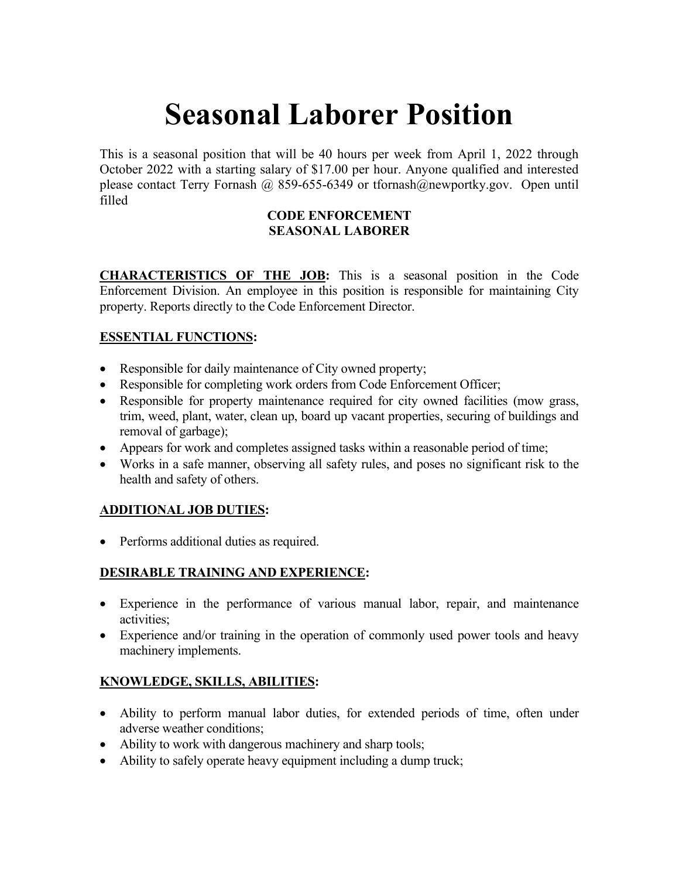# Seasonal Laborer Position

This is a seasonal position that will be 40 hours per week from April 1, 2022 through October 2022 with a starting salary of $17.00 per hour. Anyone qualified and interested please contact Terry Fornash @ 859-655-6349 or tfornash@newportky.gov. Open until filled

**CODE ENFORCEMENT**
**SEASONAL LABORER**

**<u>CHARACTERISTICS OF THE JOB</u>:** This is a seasonal position in the Code Enforcement Division. An employee in this position is responsible for maintaining City property. Reports directly to the Code Enforcement Director.

**<u>ESSENTIAL FUNCTIONS</u>:**

- Responsible for daily maintenance of City owned property;
- Responsible for completing work orders from Code Enforcement Officer;
- Responsible for property maintenance required for city owned facilities (mow grass, trim, weed, plant, water, clean up, board up vacant properties, securing of buildings and removal of garbage);
- Appears for work and completes assigned tasks within a reasonable period of time;
- Works in a safe manner, observing all safety rules, and poses no significant risk to the health and safety of others.

**<u>ADDITIONAL JOB DUTIES</u>:**

- Performs additional duties as required.

**<u>DESIRABLE TRAINING AND EXPERIENCE</u>:**

- Experience in the performance of various manual labor, repair, and maintenance activities;
- Experience and/or training in the operation of commonly used power tools and heavy machinery implements.

**<u>KNOWLEDGE, SKILLS, ABILITIES</u>:**

- Ability to perform manual labor duties, for extended periods of time, often under adverse weather conditions;
- Ability to work with dangerous machinery and sharp tools;
- Ability to safely operate heavy equipment including a dump truck;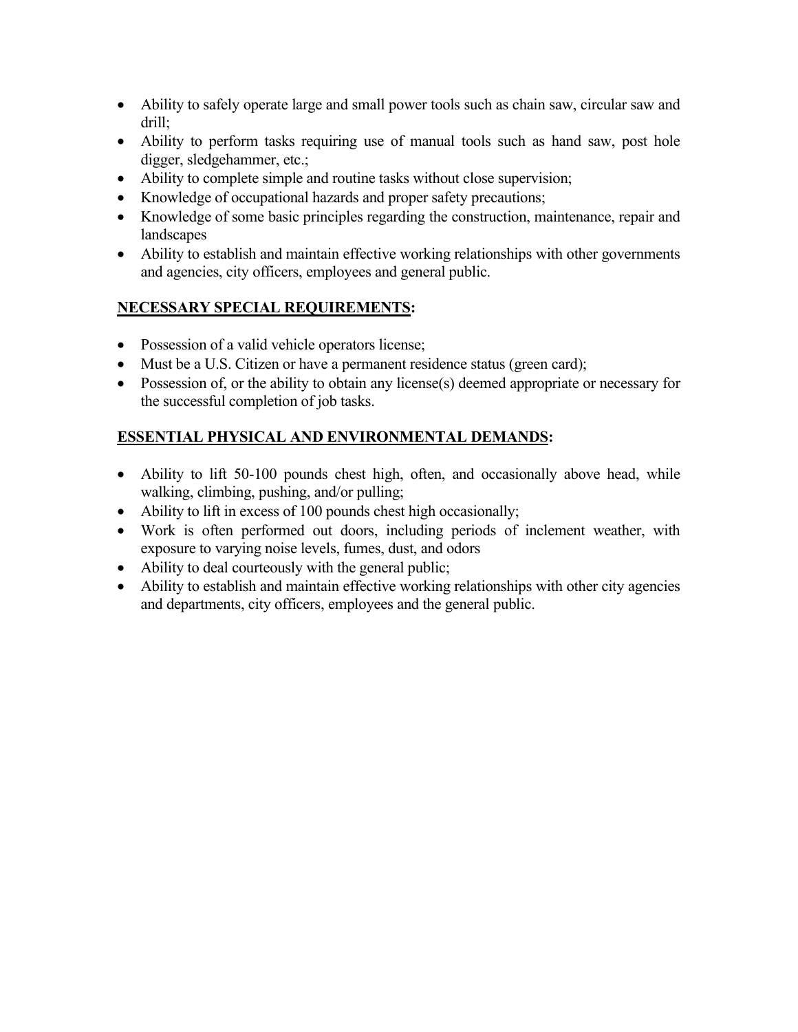- Ability to safely operate large and small power tools such as chain saw, circular saw and drill;
- Ability to perform tasks requiring use of manual tools such as hand saw, post hole digger, sledgehammer, etc.;
- Ability to complete simple and routine tasks without close supervision;
- Knowledge of occupational hazards and proper safety precautions;
- Knowledge of some basic principles regarding the construction, maintenance, repair and landscapes
- Ability to establish and maintain effective working relationships with other governments and agencies, city officers, employees and general public.

**<u>NECESSARY SPECIAL REQUIREMENTS</u>:**

- Possession of a valid vehicle operators license;
- Must be a U.S. Citizen or have a permanent residence status (green card);
- Possession of, or the ability to obtain any license(s) deemed appropriate or necessary for the successful completion of job tasks.

**<u>ESSENTIAL PHYSICAL AND ENVIRONMENTAL DEMANDS</u>:**

- Ability to lift 50-100 pounds chest high, often, and occasionally above head, while walking, climbing, pushing, and/or pulling;
- Ability to lift in excess of 100 pounds chest high occasionally;
- Work is often performed out doors, including periods of inclement weather, with exposure to varying noise levels, fumes, dust, and odors
- Ability to deal courteously with the general public;
- Ability to establish and maintain effective working relationships with other city agencies and departments, city officers, employees and the general public.